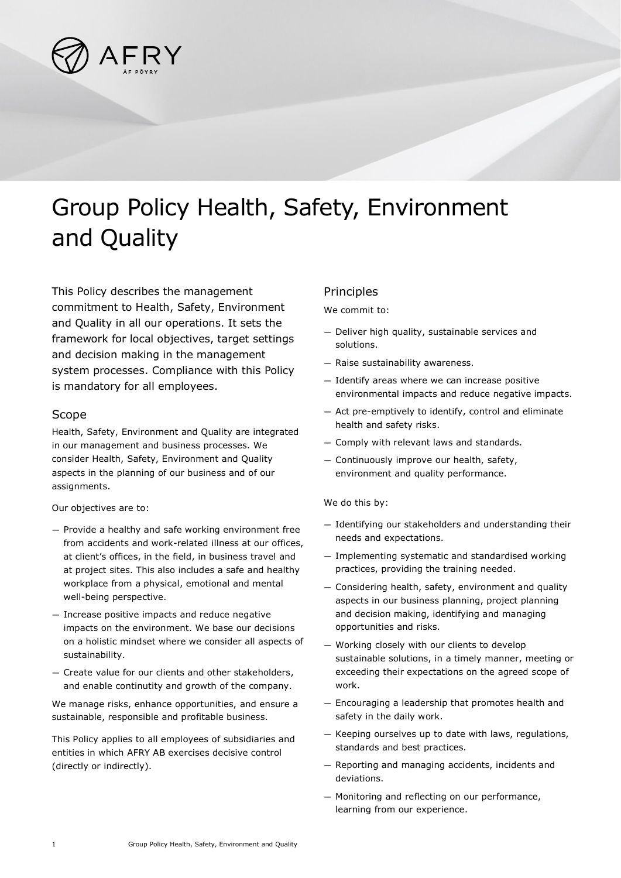# Group Policy Health, Safety, Environment and Quality

This Policy describes the management commitment to Health, Safety, Environment and Quality in all our operations. It sets the framework for local objectives, target settings and decision making in the management system processes. Compliance with this Policy is mandatory for all employees.

## Scope

Health, Safety, Environment and Quality are integrated in our management and business processes. We consider Health, Safety, Environment and Quality aspects in the planning of our business and of our assignments.

Our objectives are to:

- Provide a healthy and safe working environment free from accidents and work-related illness at our offices, at client's offices, in the field, in business travel and at project sites. This also includes a safe and healthy workplace from a physical, emotional and mental well-being perspective.
- Increase positive impacts and reduce negative impacts on the environment. We base our decisions on a holistic mindset where we consider all aspects of sustainability.
- Create value for our clients and other stakeholders, and enable continutity and growth of the company.

We manage risks, enhance opportunities, and ensure a sustainable, responsible and profitable business.

This Policy applies to all employees of subsidiaries and entities in which AFRY AB exercises decisive control (directly or indirectly).

## Principles

We commit to:

- Deliver high quality, sustainable services and solutions.
- Raise sustainability awareness.
- Identify areas where we can increase positive environmental impacts and reduce negative impacts.
- Act pre-emptively to identify, control and eliminate health and safety risks.
- Comply with relevant laws and standards.
- Continuously improve our health, safety, environment and quality performance.

We do this by:

- Identifying our stakeholders and understanding their needs and expectations.
- Implementing systematic and standardised working practices, providing the training needed.
- Considering health, safety, environment and quality aspects in our business planning, project planning and decision making, identifying and managing opportunities and risks.
- Working closely with our clients to develop sustainable solutions, in a timely manner, meeting or exceeding their expectations on the agreed scope of work.
- Encouraging a leadership that promotes health and safety in the daily work.
- Keeping ourselves up to date with laws, regulations, standards and best practices.
- Reporting and managing accidents, incidents and deviations.
- Monitoring and reflecting on our performance, learning from our experience.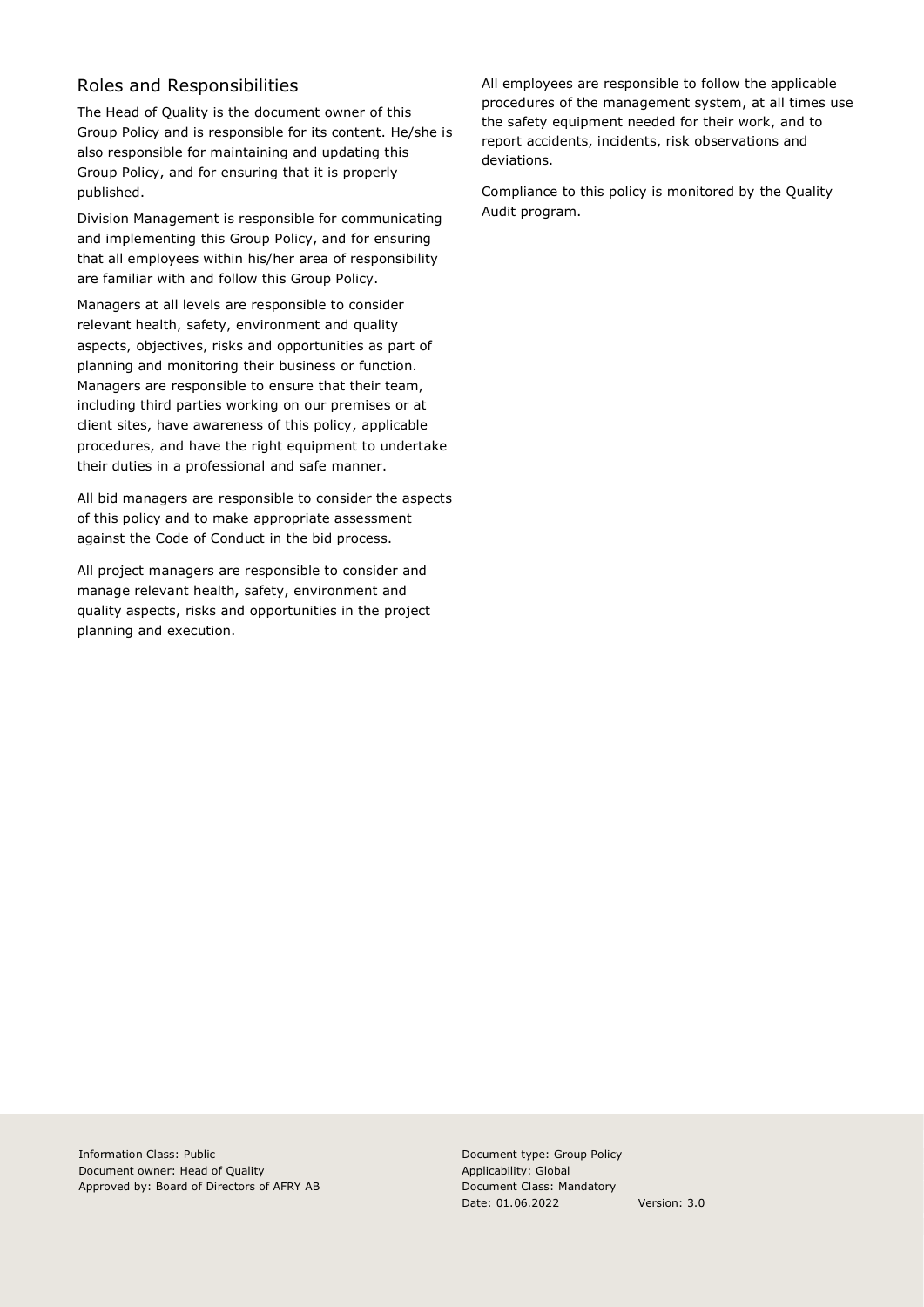## Roles and Responsibilities

The Head of Quality is the document owner of this Group Policy and is responsible for its content. He/she is also responsible for maintaining and updating this Group Policy, and for ensuring that it is properly published.

Division Management is responsible for communicating and implementing this Group Policy, and for ensuring that all employees within his/her area of responsibility are familiar with and follow this Group Policy.

Managers at all levels are responsible to consider relevant health, safety, environment and quality aspects, objectives, risks and opportunities as part of planning and monitoring their business or function. Managers are responsible to ensure that their team, including third parties working on our premises or at client sites, have awareness of this policy, applicable procedures, and have the right equipment to undertake their duties in a professional and safe manner.

All bid managers are responsible to consider the aspects of this policy and to make appropriate assessment against the Code of Conduct in the bid process.

All project managers are responsible to consider and manage relevant health, safety, environment and quality aspects, risks and opportunities in the project planning and execution.

All employees are responsible to follow the applicable procedures of the management system, at all times use the safety equipment needed for their work, and to report accidents, incidents, risk observations and deviations.

Compliance to this policy is monitored by the Quality Audit program.

Information Class: Public
Document owner: Head of Quality
Approved by: Board of Directors of AFRY AB

Document type: Group Policy
Applicability: Global
Document Class: Mandatory
Date: 01.06.2022 Version: 3.0